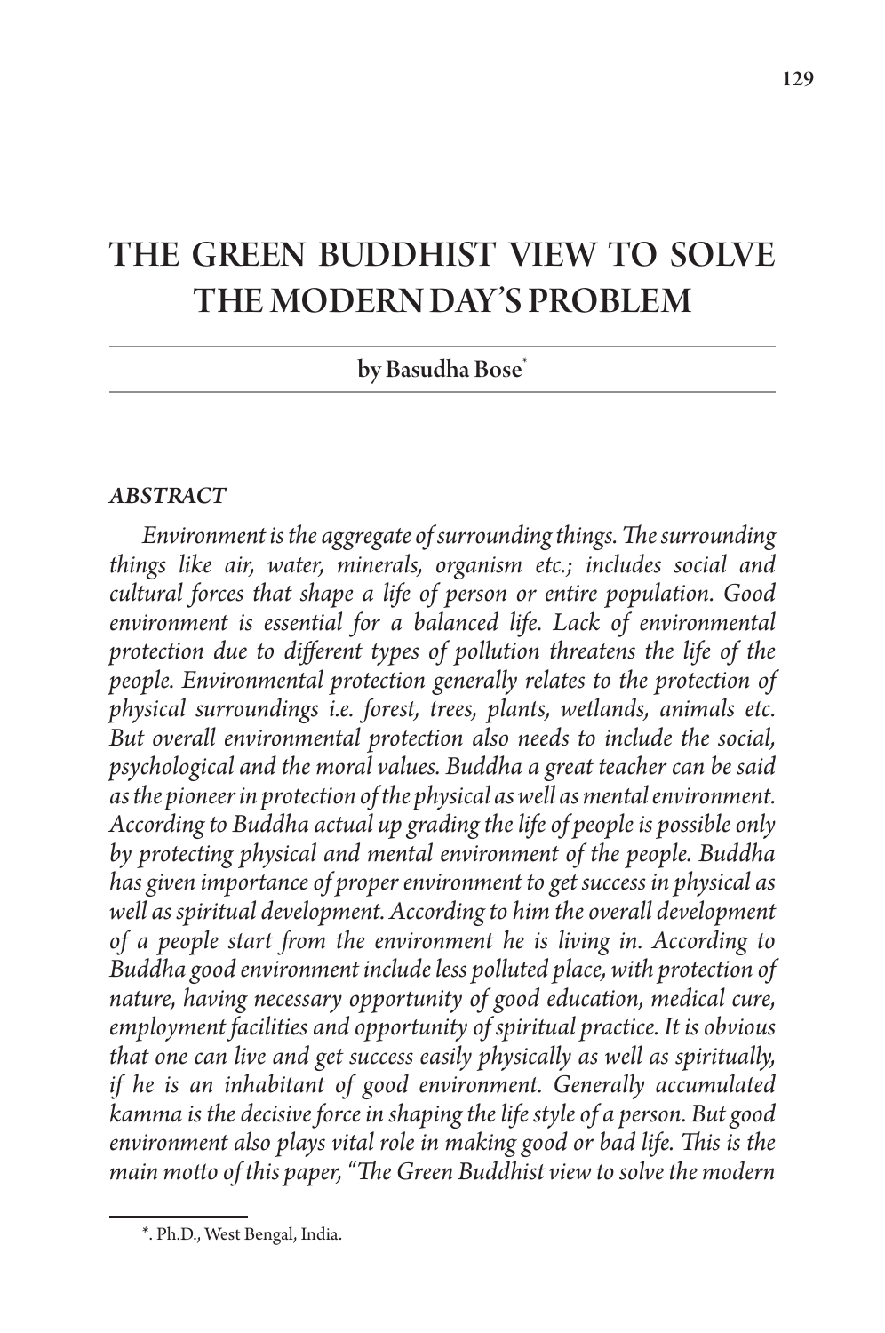# THE GREEN BUDDHIST VIEW TO SOLVE THE MODERN DAY'S PROBLEM

by Basudha Bose*

### *ABSTRACT*

*Environment is the aggregate of surrounding things. The surrounding things like air, water, minerals, organism etc.; includes social and cultural forces that shape a life of person or entire population. Good environment is essential for a balanced life. Lack of environmental protection due to different types of pollution threatens the life of the people. Environmental protection generally relates to the protection of physical surroundings i.e. forest, trees, plants, wetlands, animals etc. But overall environmental protection also needs to include the social, psychological and the moral values. Buddha a great teacher can be said as the pioneer in protection of the physical as well as mental environment. According to Buddha actual up grading the life of people is possible only by protecting physical and mental environment of the people. Buddha has given importance of proper environment to get success in physical as well as spiritual development. According to him the overall development of a people start from the environment he is living in. According to Buddha good environment include less polluted place, with protection of nature, having necessary opportunity of good education, medical cure, employment facilities and opportunity of spiritual practice. It is obvious that one can live and get success easily physically as well as spiritually, if he is an inhabitant of good environment. Generally accumulated kamma is the decisive force in shaping the life style of a person. But good environment also plays vital role in making good or bad life. This is the main motto of this paper, "The Green Buddhist view to solve the modern*

*. Ph.D., West Bengal, India.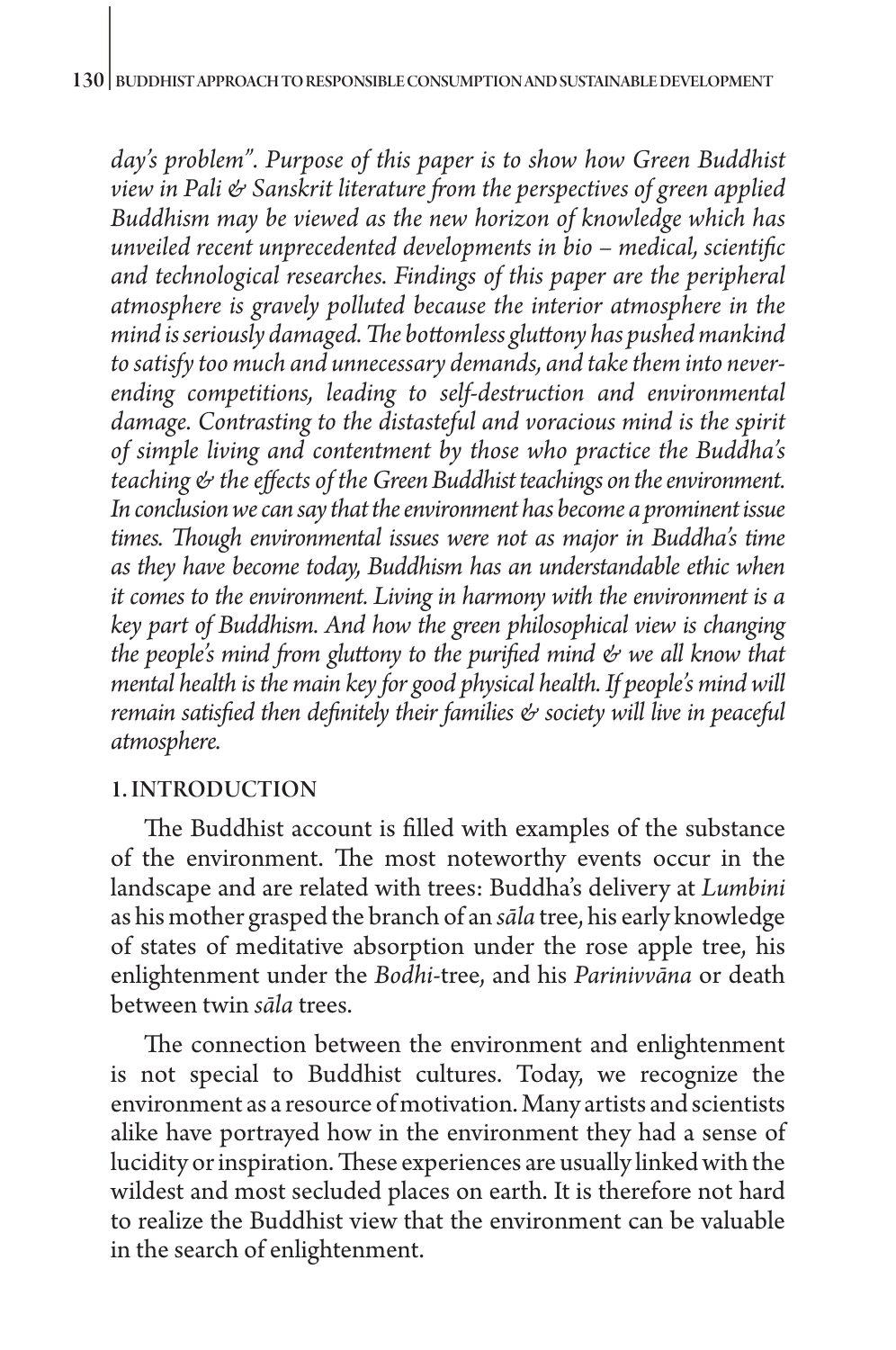*day's problem". Purpose of this paper is to show how Green Buddhist view in Pali & Sanskrit literature from the perspectives of green applied Buddhism may be viewed as the new horizon of knowledge which has unveiled recent unprecedented developments in bio – medical, scientific and technological researches. Findings of this paper are the peripheral atmosphere is gravely polluted because the interior atmosphere in the mind is seriously damaged. The bottomless gluttony has pushed mankind to satisfy too much and unnecessary demands, and take them into never-ending competitions, leading to self-destruction and environmental damage. Contrasting to the distasteful and voracious mind is the spirit of simple living and contentment by those who practice the Buddha's teaching & the effects of the Green Buddhist teachings on the environment. In conclusion we can say that the environment has become a prominent issue times. Though environmental issues were not as major in Buddha's time as they have become today, Buddhism has an understandable ethic when it comes to the environment. Living in harmony with the environment is a key part of Buddhism. And how the green philosophical view is changing the people's mind from gluttony to the purified mind & we all know that mental health is the main key for good physical health. If people's mind will remain satisfied then definitely their families & society will live in peaceful atmosphere.*

## 1. INTRODUCTION

The Buddhist account is filled with examples of the substance of the environment. The most noteworthy events occur in the landscape and are related with trees: Buddha's delivery at *Lumbini* as his mother grasped the branch of an *sāla* tree, his early knowledge of states of meditative absorption under the rose apple tree, his enlightenment under the *Bodhi*-tree, and his *Parinivvāna* or death between twin *sāla* trees.

The connection between the environment and enlightenment is not special to Buddhist cultures. Today, we recognize the environment as a resource of motivation. Many artists and scientists alike have portrayed how in the environment they had a sense of lucidity or inspiration. These experiences are usually linked with the wildest and most secluded places on earth. It is therefore not hard to realize the Buddhist view that the environment can be valuable in the search of enlightenment.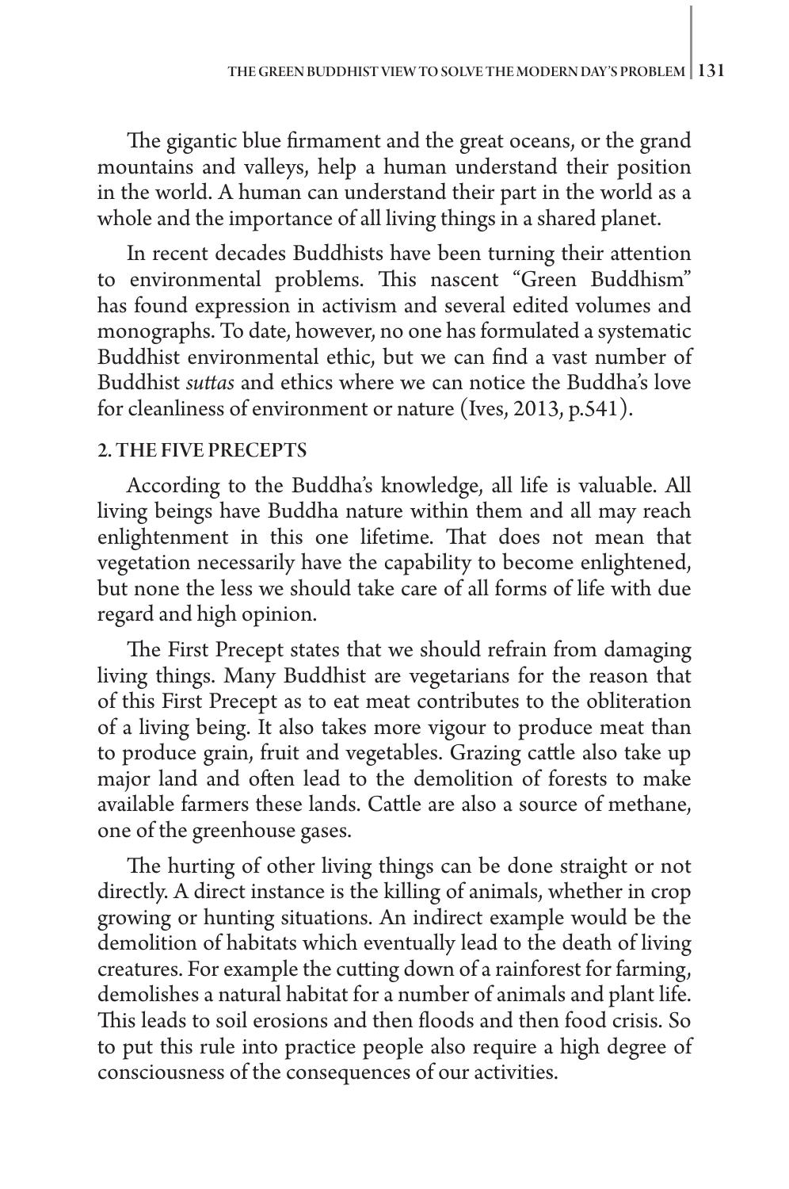The gigantic blue firmament and the great oceans, or the grand mountains and valleys, help a human understand their position in the world. A human can understand their part in the world as a whole and the importance of all living things in a shared planet.

In recent decades Buddhists have been turning their attention to environmental problems. This nascent "Green Buddhism" has found expression in activism and several edited volumes and monographs. To date, however, no one has formulated a systematic Buddhist environmental ethic, but we can find a vast number of Buddhist *suttas* and ethics where we can notice the Buddha's love for cleanliness of environment or nature (Ives, 2013, p.541).

## 2. THE FIVE PRECEPTS

According to the Buddha's knowledge, all life is valuable. All living beings have Buddha nature within them and all may reach enlightenment in this one lifetime. That does not mean that vegetation necessarily have the capability to become enlightened, but none the less we should take care of all forms of life with due regard and high opinion.

The First Precept states that we should refrain from damaging living things. Many Buddhist are vegetarians for the reason that of this First Precept as to eat meat contributes to the obliteration of a living being. It also takes more vigour to produce meat than to produce grain, fruit and vegetables. Grazing cattle also take up major land and often lead to the demolition of forests to make available farmers these lands. Cattle are also a source of methane, one of the greenhouse gases.

The hurting of other living things can be done straight or not directly. A direct instance is the killing of animals, whether in crop growing or hunting situations. An indirect example would be the demolition of habitats which eventually lead to the death of living creatures. For example the cutting down of a rainforest for farming, demolishes a natural habitat for a number of animals and plant life. This leads to soil erosions and then floods and then food crisis. So to put this rule into practice people also require a high degree of consciousness of the consequences of our activities.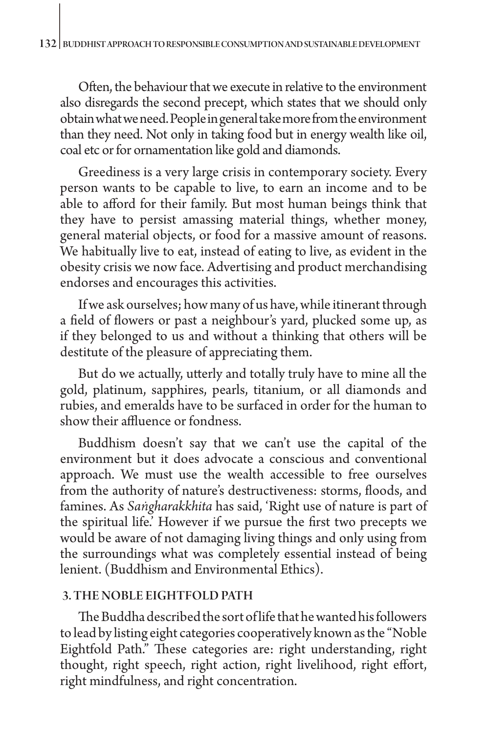Often, the behaviour that we execute in relative to the environment also disregards the second precept, which states that we should only obtain what we need. People in general take more from the environment than they need. Not only in taking food but in energy wealth like oil, coal etc or for ornamentation like gold and diamonds.

Greediness is a very large crisis in contemporary society. Every person wants to be capable to live, to earn an income and to be able to afford for their family. But most human beings think that they have to persist amassing material things, whether money, general material objects, or food for a massive amount of reasons. We habitually live to eat, instead of eating to live, as evident in the obesity crisis we now face. Advertising and product merchandising endorses and encourages this activities.

If we ask ourselves; how many of us have, while itinerant through a field of flowers or past a neighbour's yard, plucked some up, as if they belonged to us and without a thinking that others will be destitute of the pleasure of appreciating them.

But do we actually, utterly and totally truly have to mine all the gold, platinum, sapphires, pearls, titanium, or all diamonds and rubies, and emeralds have to be surfaced in order for the human to show their affluence or fondness.

Buddhism doesn't say that we can't use the capital of the environment but it does advocate a conscious and conventional approach. We must use the wealth accessible to free ourselves from the authority of nature's destructiveness: storms, floods, and famines. As *Saṅgharakkhita* has said, 'Right use of nature is part of the spiritual life.' However if we pursue the first two precepts we would be aware of not damaging living things and only using from the surroundings what was completely essential instead of being lenient. (Buddhism and Environmental Ethics).

## 3. THE NOBLE EIGHTFOLD PATH

The Buddha described the sort of life that he wanted his followers to lead by listing eight categories cooperatively known as the "Noble Eightfold Path." These categories are: right understanding, right thought, right speech, right action, right livelihood, right effort, right mindfulness, and right concentration.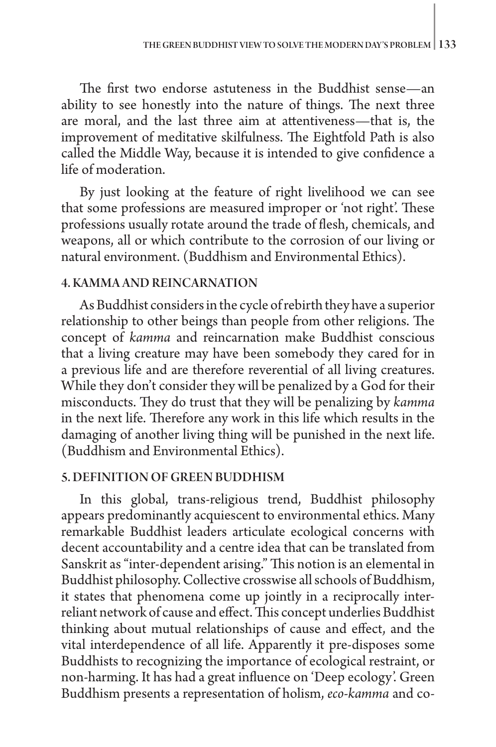The first two endorse astuteness in the Buddhist sense—an ability to see honestly into the nature of things. The next three are moral, and the last three aim at attentiveness—that is, the improvement of meditative skilfulness. The Eightfold Path is also called the Middle Way, because it is intended to give confidence a life of moderation.

By just looking at the feature of right livelihood we can see that some professions are measured improper or 'not right'. These professions usually rotate around the trade of flesh, chemicals, and weapons, all or which contribute to the corrosion of our living or natural environment. (Buddhism and Environmental Ethics).

## 4. KAMMA AND REINCARNATION

As Buddhist considers in the cycle of rebirth they have a superior relationship to other beings than people from other religions. The concept of *kamma* and reincarnation make Buddhist conscious that a living creature may have been somebody they cared for in a previous life and are therefore reverential of all living creatures. While they don't consider they will be penalized by a God for their misconducts. They do trust that they will be penalizing by *kamma* in the next life. Therefore any work in this life which results in the damaging of another living thing will be punished in the next life. (Buddhism and Environmental Ethics).

## 5. DEFINITION OF GREEN BUDDHISM

In this global, trans-religious trend, Buddhist philosophy appears predominantly acquiescent to environmental ethics. Many remarkable Buddhist leaders articulate ecological concerns with decent accountability and a centre idea that can be translated from Sanskrit as "inter-dependent arising." This notion is an elemental in Buddhist philosophy. Collective crosswise all schools of Buddhism, it states that phenomena come up jointly in a reciprocally inter-reliant network of cause and effect. This concept underlies Buddhist thinking about mutual relationships of cause and effect, and the vital interdependence of all life. Apparently it pre-disposes some Buddhists to recognizing the importance of ecological restraint, or non-harming. It has had a great influence on 'Deep ecology'. Green Buddhism presents a representation of holism, *eco-kamma* and co-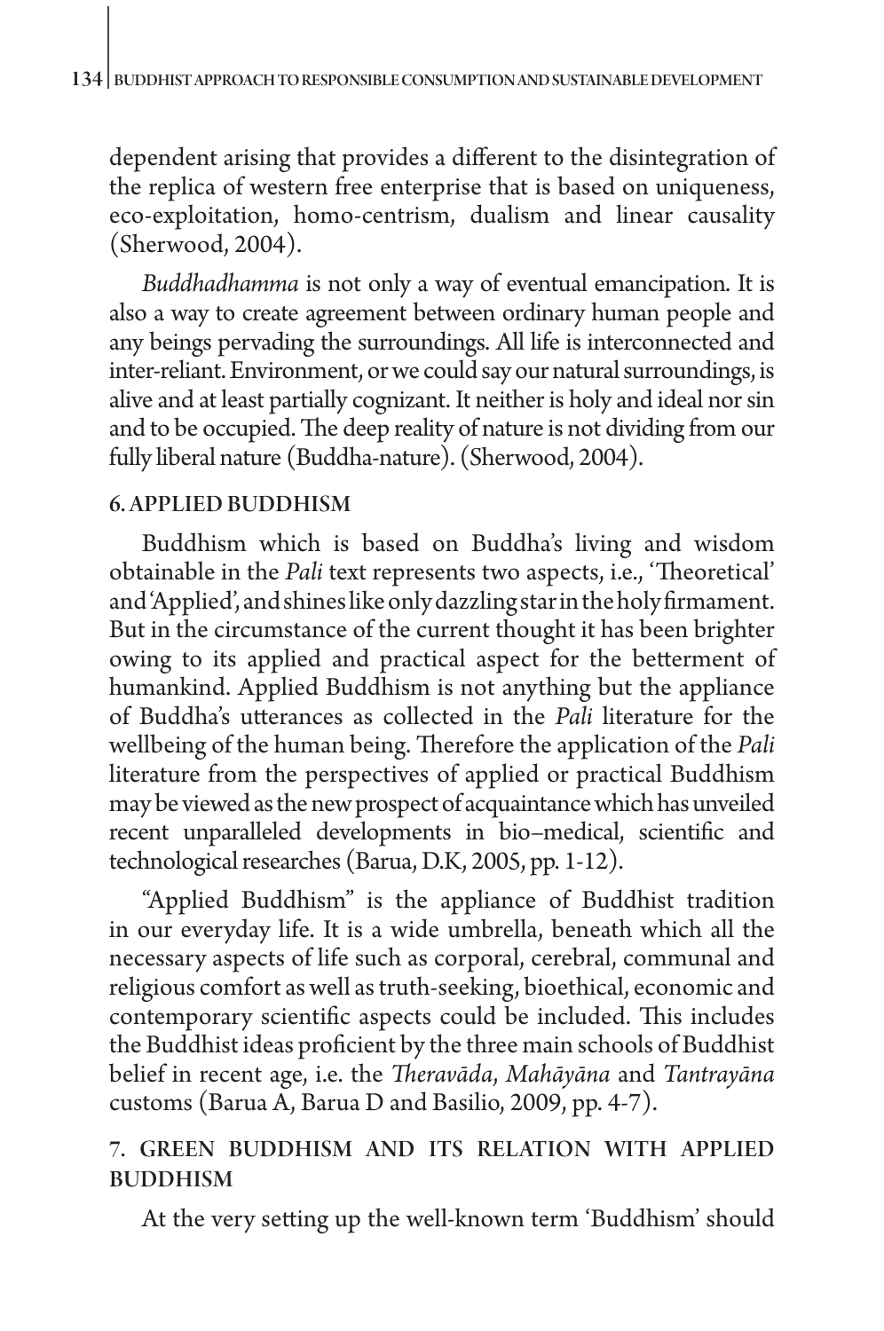dependent arising that provides a different to the disintegration of the replica of western free enterprise that is based on uniqueness, eco-exploitation, homo-centrism, dualism and linear causality (Sherwood, 2004).

*Buddhadhamma* is not only a way of eventual emancipation. It is also a way to create agreement between ordinary human people and any beings pervading the surroundings. All life is interconnected and inter-reliant. Environment, or we could say our natural surroundings, is alive and at least partially cognizant. It neither is holy and ideal nor sin and to be occupied. The deep reality of nature is not dividing from our fully liberal nature (Buddha-nature). (Sherwood, 2004).

## 6. APPLIED BUDDHISM

Buddhism which is based on Buddha's living and wisdom obtainable in the *Pali* text represents two aspects, i.e., 'Theoretical' and 'Applied', and shines like only dazzling star in the holy firmament. But in the circumstance of the current thought it has been brighter owing to its applied and practical aspect for the betterment of humankind. Applied Buddhism is not anything but the appliance of Buddha's utterances as collected in the *Pali* literature for the wellbeing of the human being. Therefore the application of the *Pali* literature from the perspectives of applied or practical Buddhism may be viewed as the new prospect of acquaintance which has unveiled recent unparalleled developments in bio–medical, scientific and technological researches (Barua, D.K, 2005, pp. 1-12).

"Applied Buddhism" is the appliance of Buddhist tradition in our everyday life. It is a wide umbrella, beneath which all the necessary aspects of life such as corporal, cerebral, communal and religious comfort as well as truth-seeking, bioethical, economic and contemporary scientific aspects could be included. This includes the Buddhist ideas proficient by the three main schools of Buddhist belief in recent age, i.e. the *Theravāda*, *Mahāyāna* and *Tantrayāna* customs (Barua A, Barua D and Basilio, 2009, pp. 4-7).

## 7. GREEN BUDDHISM AND ITS RELATION WITH APPLIED BUDDHISM

At the very setting up the well-known term 'Buddhism' should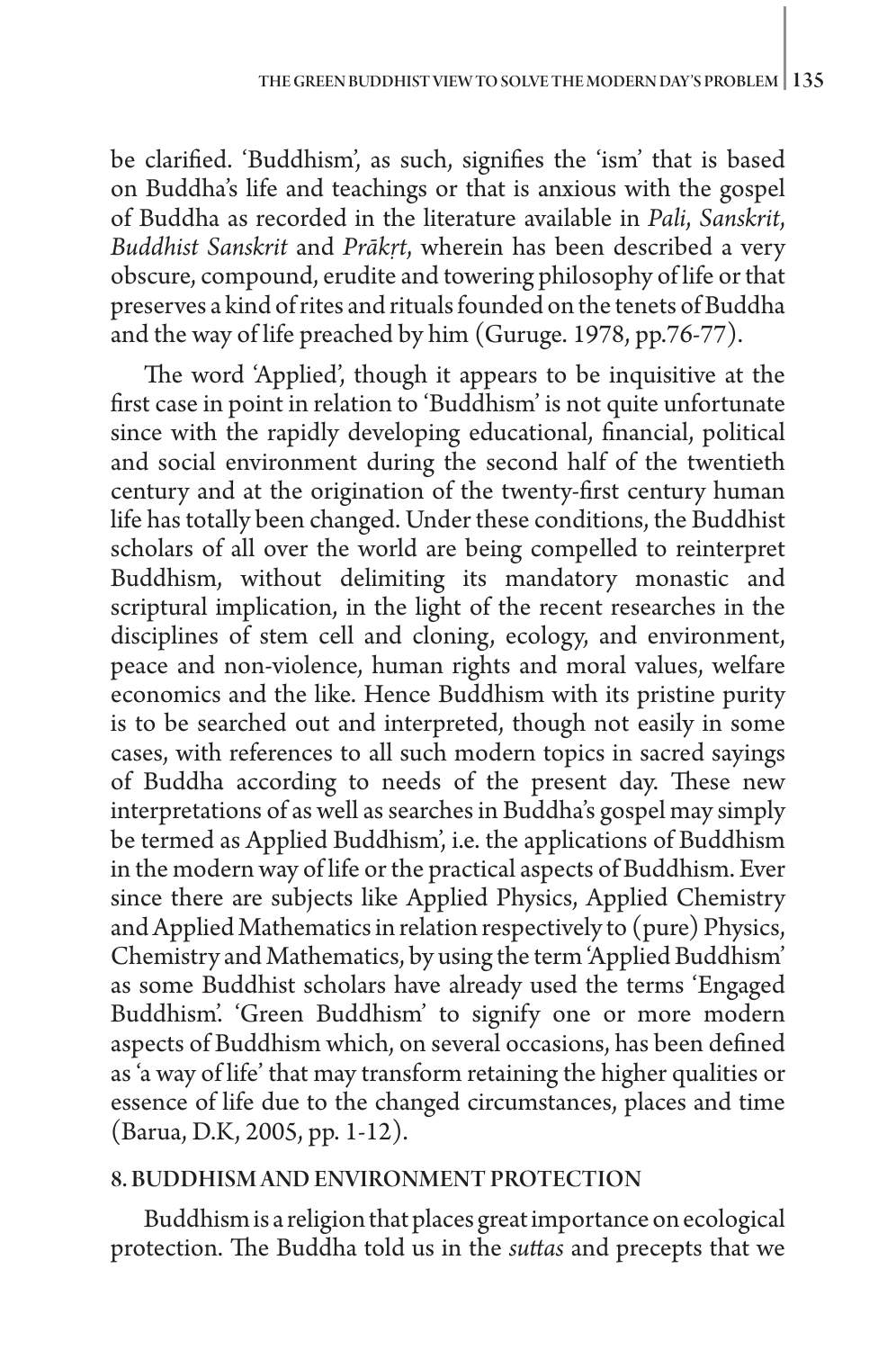be clarified. 'Buddhism', as such, signifies the 'ism' that is based on Buddha's life and teachings or that is anxious with the gospel of Buddha as recorded in the literature available in *Pali*, *Sanskrit*, *Buddhist Sanskrit* and *Prākṛt*, wherein has been described a very obscure, compound, erudite and towering philosophy of life or that preserves a kind of rites and rituals founded on the tenets of Buddha and the way of life preached by him (Guruge. 1978, pp.76-77).

The word 'Applied', though it appears to be inquisitive at the first case in point in relation to 'Buddhism' is not quite unfortunate since with the rapidly developing educational, financial, political and social environment during the second half of the twentieth century and at the origination of the twenty-first century human life has totally been changed. Under these conditions, the Buddhist scholars of all over the world are being compelled to reinterpret Buddhism, without delimiting its mandatory monastic and scriptural implication, in the light of the recent researches in the disciplines of stem cell and cloning, ecology, and environment, peace and non-violence, human rights and moral values, welfare economics and the like. Hence Buddhism with its pristine purity is to be searched out and interpreted, though not easily in some cases, with references to all such modern topics in sacred sayings of Buddha according to needs of the present day. These new interpretations of as well as searches in Buddha's gospel may simply be termed as Applied Buddhism', i.e. the applications of Buddhism in the modern way of life or the practical aspects of Buddhism. Ever since there are subjects like Applied Physics, Applied Chemistry and Applied Mathematics in relation respectively to (pure) Physics, Chemistry and Mathematics, by using the term 'Applied Buddhism' as some Buddhist scholars have already used the terms 'Engaged Buddhism'. 'Green Buddhism' to signify one or more modern aspects of Buddhism which, on several occasions, has been defined as 'a way of life' that may transform retaining the higher qualities or essence of life due to the changed circumstances, places and time (Barua, D.K, 2005, pp. 1-12).

## 8. BUDDHISM AND ENVIRONMENT PROTECTION

Buddhism is a religion that places great importance on ecological protection. The Buddha told us in the *suttas* and precepts that we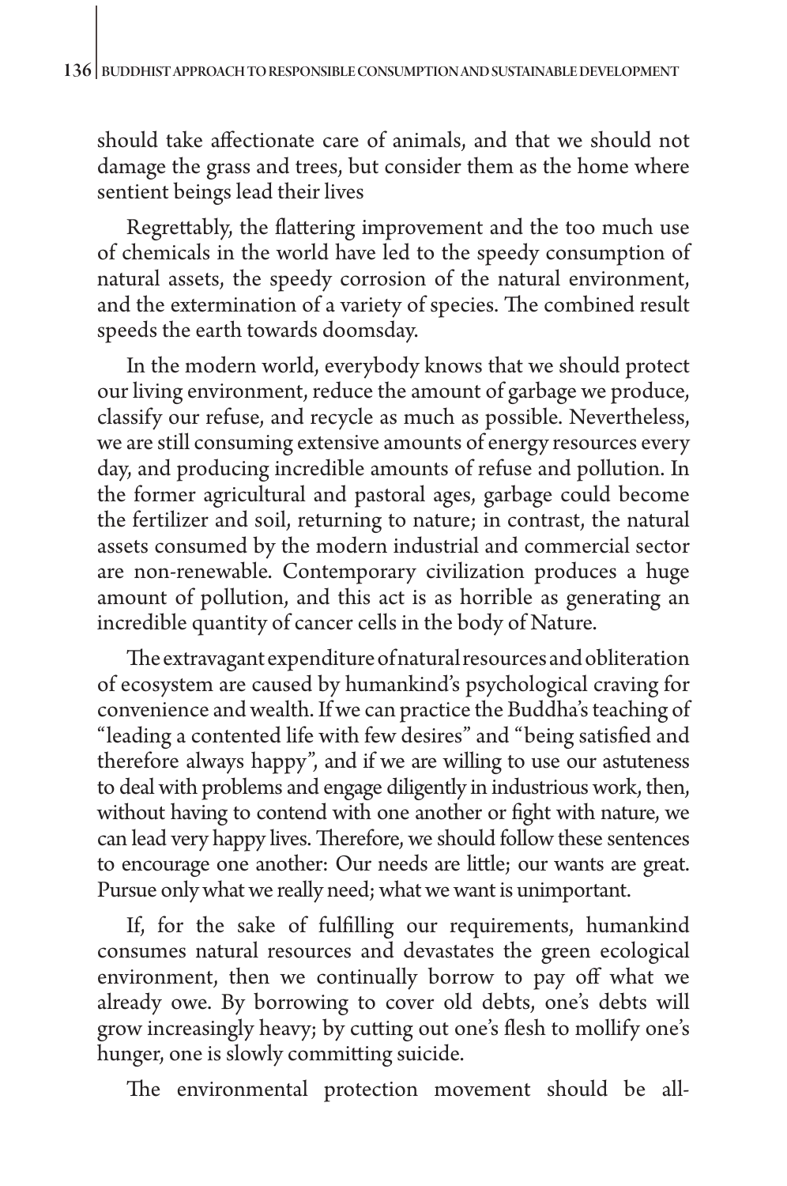should take affectionate care of animals, and that we should not damage the grass and trees, but consider them as the home where sentient beings lead their lives

Regrettably, the flattering improvement and the too much use of chemicals in the world have led to the speedy consumption of natural assets, the speedy corrosion of the natural environment, and the extermination of a variety of species. The combined result speeds the earth towards doomsday.

In the modern world, everybody knows that we should protect our living environment, reduce the amount of garbage we produce, classify our refuse, and recycle as much as possible. Nevertheless, we are still consuming extensive amounts of energy resources every day, and producing incredible amounts of refuse and pollution. In the former agricultural and pastoral ages, garbage could become the fertilizer and soil, returning to nature; in contrast, the natural assets consumed by the modern industrial and commercial sector are non-renewable. Contemporary civilization produces a huge amount of pollution, and this act is as horrible as generating an incredible quantity of cancer cells in the body of Nature.

The extravagant expenditure of natural resources and obliteration of ecosystem are caused by humankind's psychological craving for convenience and wealth. If we can practice the Buddha's teaching of "leading a contented life with few desires" and "being satisfied and therefore always happy", and if we are willing to use our astuteness to deal with problems and engage diligently in industrious work, then, without having to contend with one another or fight with nature, we can lead very happy lives. Therefore, we should follow these sentences to encourage one another: Our needs are little; our wants are great. Pursue only what we really need; what we want is unimportant.

If, for the sake of fulfilling our requirements, humankind consumes natural resources and devastates the green ecological environment, then we continually borrow to pay off what we already owe. By borrowing to cover old debts, one's debts will grow increasingly heavy; by cutting out one's flesh to mollify one's hunger, one is slowly committing suicide.

The environmental protection movement should be all-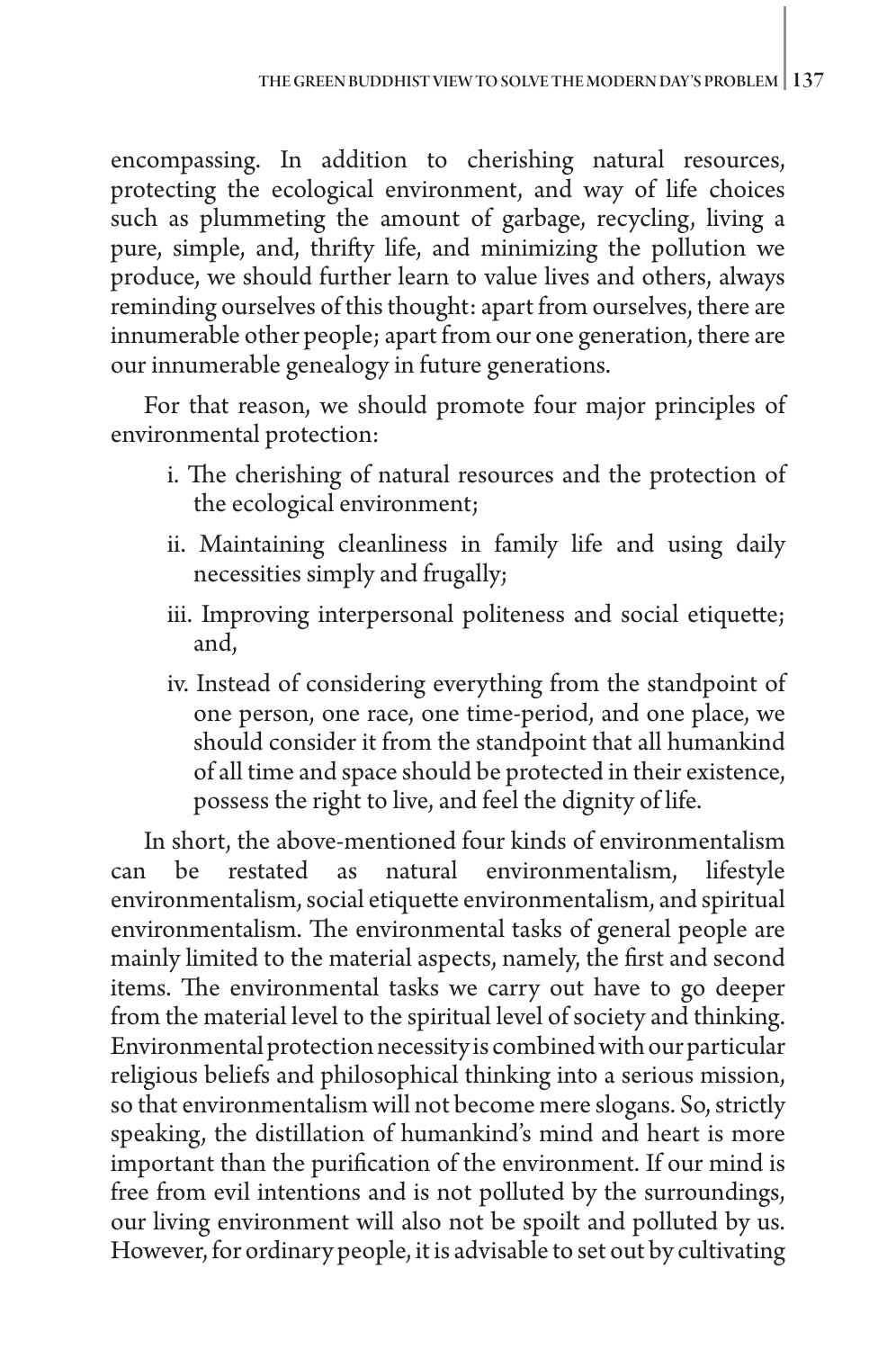encompassing. In addition to cherishing natural resources, protecting the ecological environment, and way of life choices such as plummeting the amount of garbage, recycling, living a pure, simple, and, thrifty life, and minimizing the pollution we produce, we should further learn to value lives and others, always reminding ourselves of this thought: apart from ourselves, there are innumerable other people; apart from our one generation, there are our innumerable genealogy in future generations.

For that reason, we should promote four major principles of environmental protection:

i. The cherishing of natural resources and the protection of the ecological environment;

ii. Maintaining cleanliness in family life and using daily necessities simply and frugally;

iii. Improving interpersonal politeness and social etiquette; and,

iv. Instead of considering everything from the standpoint of one person, one race, one time-period, and one place, we should consider it from the standpoint that all humankind of all time and space should be protected in their existence, possess the right to live, and feel the dignity of life.

In short, the above-mentioned four kinds of environmentalism can be restated as natural environmentalism, lifestyle environmentalism, social etiquette environmentalism, and spiritual environmentalism. The environmental tasks of general people are mainly limited to the material aspects, namely, the first and second items. The environmental tasks we carry out have to go deeper from the material level to the spiritual level of society and thinking. Environmental protection necessity is combined with our particular religious beliefs and philosophical thinking into a serious mission, so that environmentalism will not become mere slogans. So, strictly speaking, the distillation of humankind's mind and heart is more important than the purification of the environment. If our mind is free from evil intentions and is not polluted by the surroundings, our living environment will also not be spoilt and polluted by us. However, for ordinary people, it is advisable to set out by cultivating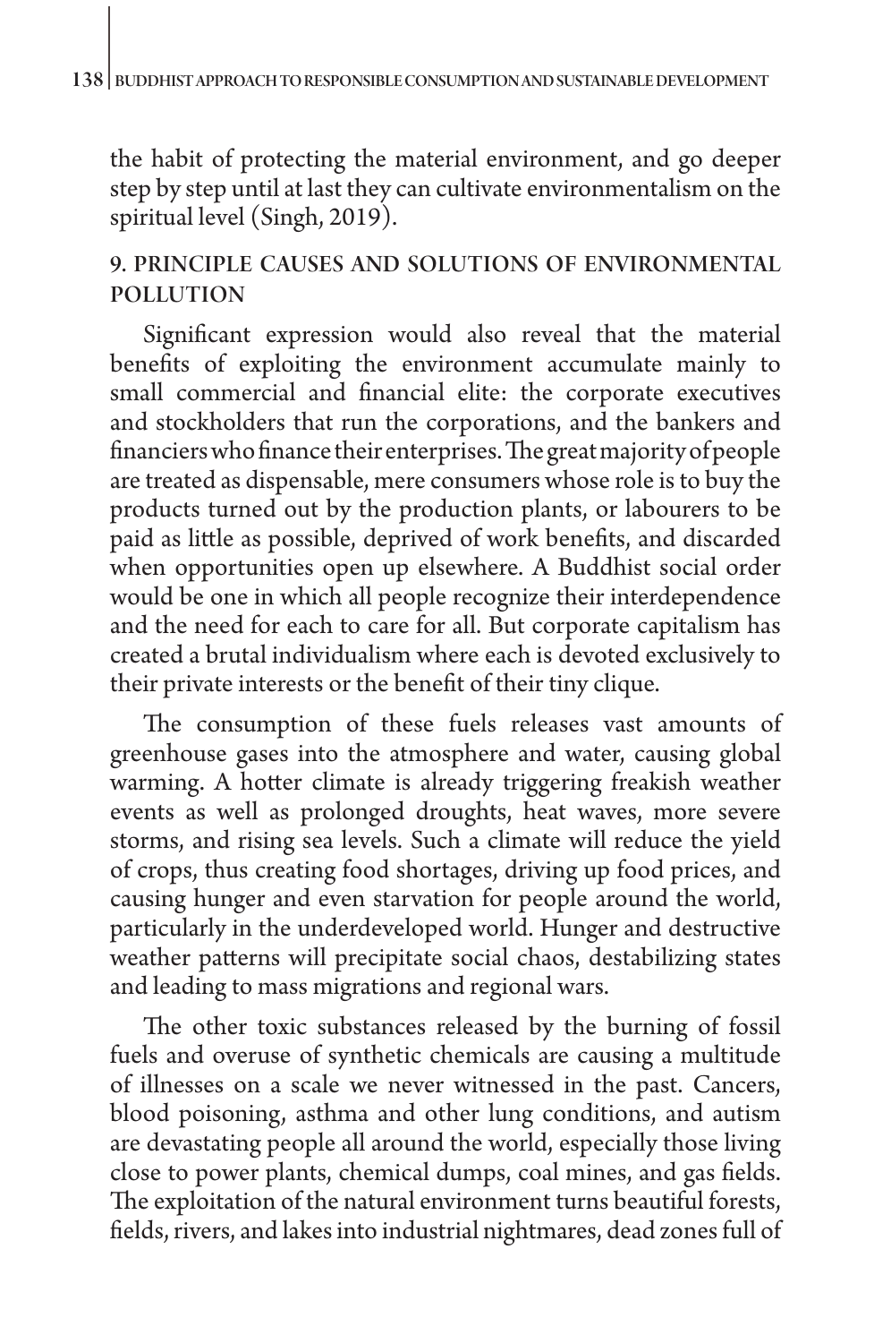the habit of protecting the material environment, and go deeper step by step until at last they can cultivate environmentalism on the spiritual level (Singh, 2019).

## 9. PRINCIPLE CAUSES AND SOLUTIONS OF ENVIRONMENTAL POLLUTION

Significant expression would also reveal that the material benefits of exploiting the environment accumulate mainly to small commercial and financial elite: the corporate executives and stockholders that run the corporations, and the bankers and financiers who finance their enterprises. The great majority of people are treated as dispensable, mere consumers whose role is to buy the products turned out by the production plants, or labourers to be paid as little as possible, deprived of work benefits, and discarded when opportunities open up elsewhere. A Buddhist social order would be one in which all people recognize their interdependence and the need for each to care for all. But corporate capitalism has created a brutal individualism where each is devoted exclusively to their private interests or the benefit of their tiny clique.

The consumption of these fuels releases vast amounts of greenhouse gases into the atmosphere and water, causing global warming. A hotter climate is already triggering freakish weather events as well as prolonged droughts, heat waves, more severe storms, and rising sea levels. Such a climate will reduce the yield of crops, thus creating food shortages, driving up food prices, and causing hunger and even starvation for people around the world, particularly in the underdeveloped world. Hunger and destructive weather patterns will precipitate social chaos, destabilizing states and leading to mass migrations and regional wars.

The other toxic substances released by the burning of fossil fuels and overuse of synthetic chemicals are causing a multitude of illnesses on a scale we never witnessed in the past. Cancers, blood poisoning, asthma and other lung conditions, and autism are devastating people all around the world, especially those living close to power plants, chemical dumps, coal mines, and gas fields. The exploitation of the natural environment turns beautiful forests, fields, rivers, and lakes into industrial nightmares, dead zones full of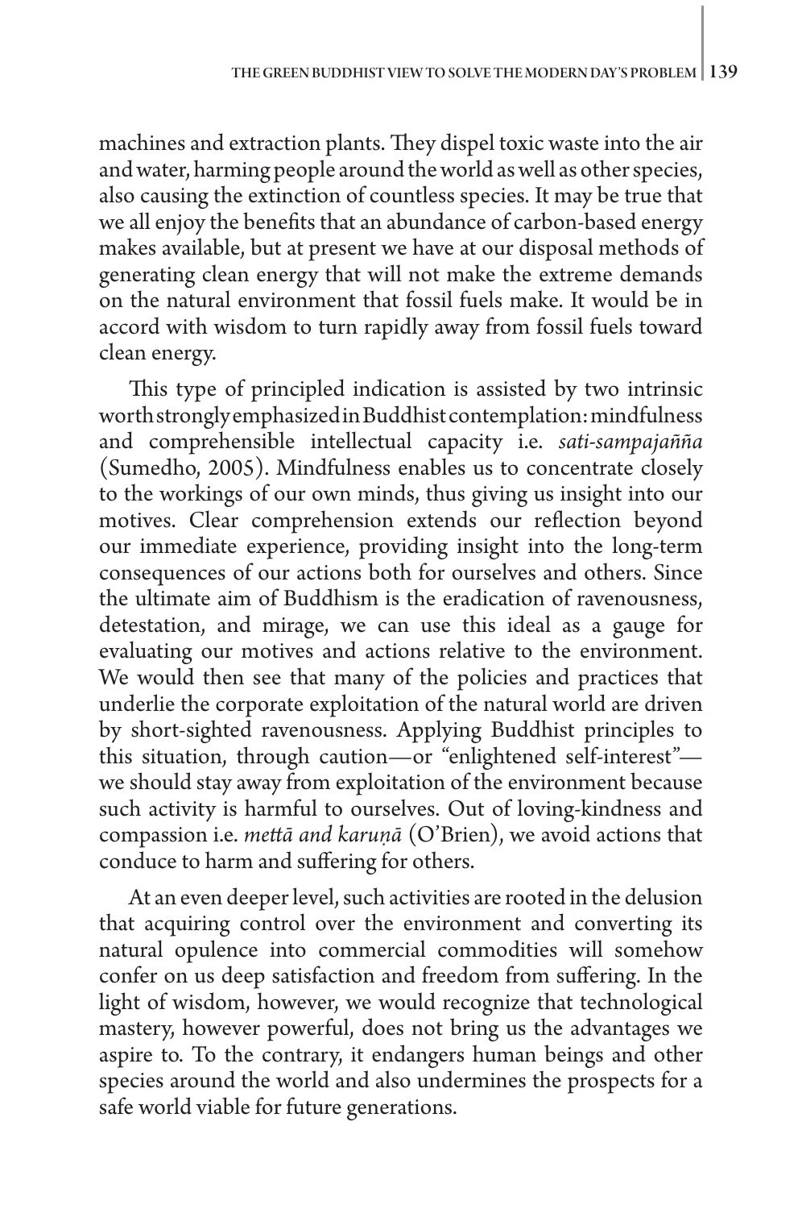machines and extraction plants. They dispel toxic waste into the air and water, harming people around the world as well as other species, also causing the extinction of countless species. It may be true that we all enjoy the benefits that an abundance of carbon-based energy makes available, but at present we have at our disposal methods of generating clean energy that will not make the extreme demands on the natural environment that fossil fuels make. It would be in accord with wisdom to turn rapidly away from fossil fuels toward clean energy.

This type of principled indication is assisted by two intrinsic worth strongly emphasized in Buddhist contemplation: mindfulness and comprehensible intellectual capacity i.e. *sati-sampajañña* (Sumedho, 2005). Mindfulness enables us to concentrate closely to the workings of our own minds, thus giving us insight into our motives. Clear comprehension extends our reflection beyond our immediate experience, providing insight into the long-term consequences of our actions both for ourselves and others. Since the ultimate aim of Buddhism is the eradication of ravenousness, detestation, and mirage, we can use this ideal as a gauge for evaluating our motives and actions relative to the environment. We would then see that many of the policies and practices that underlie the corporate exploitation of the natural world are driven by short-sighted ravenousness. Applying Buddhist principles to this situation, through caution—or "enlightened self-interest"—we should stay away from exploitation of the environment because such activity is harmful to ourselves. Out of loving-kindness and compassion i.e. *mettā and karuṇā* (O'Brien), we avoid actions that conduce to harm and suffering for others.

At an even deeper level, such activities are rooted in the delusion that acquiring control over the environment and converting its natural opulence into commercial commodities will somehow confer on us deep satisfaction and freedom from suffering. In the light of wisdom, however, we would recognize that technological mastery, however powerful, does not bring us the advantages we aspire to. To the contrary, it endangers human beings and other species around the world and also undermines the prospects for a safe world viable for future generations.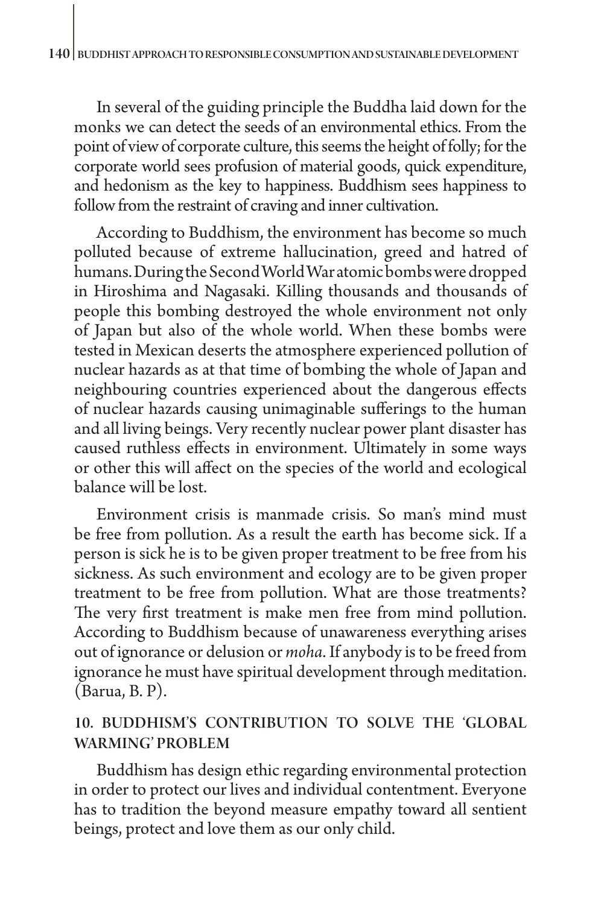In several of the guiding principle the Buddha laid down for the monks we can detect the seeds of an environmental ethics. From the point of view of corporate culture, this seems the height of folly; for the corporate world sees profusion of material goods, quick expenditure, and hedonism as the key to happiness. Buddhism sees happiness to follow from the restraint of craving and inner cultivation.

According to Buddhism, the environment has become so much polluted because of extreme hallucination, greed and hatred of humans. During the Second World War atomic bombs were dropped in Hiroshima and Nagasaki. Killing thousands and thousands of people this bombing destroyed the whole environment not only of Japan but also of the whole world. When these bombs were tested in Mexican deserts the atmosphere experienced pollution of nuclear hazards as at that time of bombing the whole of Japan and neighbouring countries experienced about the dangerous effects of nuclear hazards causing unimaginable sufferings to the human and all living beings. Very recently nuclear power plant disaster has caused ruthless effects in environment. Ultimately in some ways or other this will affect on the species of the world and ecological balance will be lost.

Environment crisis is manmade crisis. So man's mind must be free from pollution. As a result the earth has become sick. If a person is sick he is to be given proper treatment to be free from his sickness. As such environment and ecology are to be given proper treatment to be free from pollution. What are those treatments? The very first treatment is make men free from mind pollution. According to Buddhism because of unawareness everything arises out of ignorance or delusion or *moha*. If anybody is to be freed from ignorance he must have spiritual development through meditation. (Barua, B. P).

## 10. Buddhism's Contribution to Solve the 'Global Warming' Problem

Buddhism has design ethic regarding environmental protection in order to protect our lives and individual contentment. Everyone has to tradition the beyond measure empathy toward all sentient beings, protect and love them as our only child.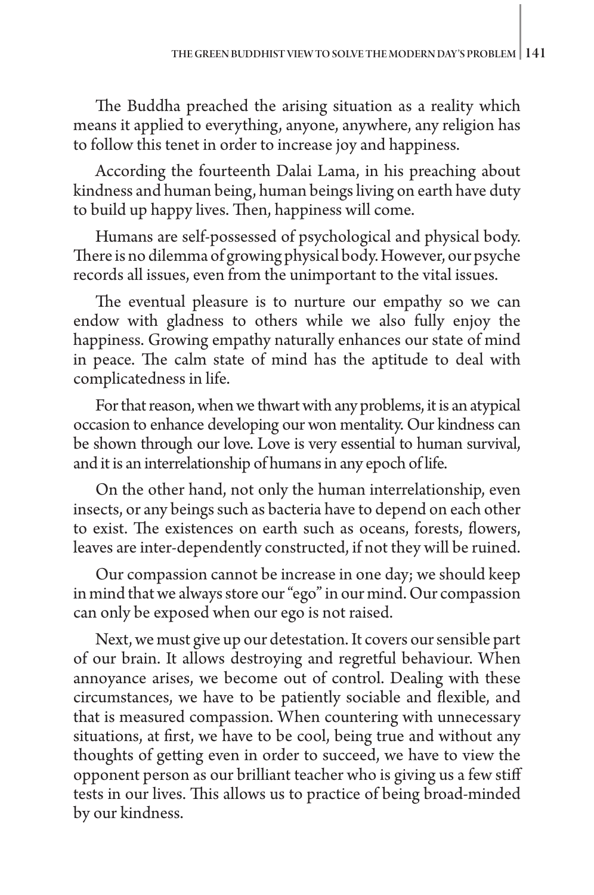The Buddha preached the arising situation as a reality which means it applied to everything, anyone, anywhere, any religion has to follow this tenet in order to increase joy and happiness.

According the fourteenth Dalai Lama, in his preaching about kindness and human being, human beings living on earth have duty to build up happy lives. Then, happiness will come.

Humans are self-possessed of psychological and physical body. There is no dilemma of growing physical body. However, our psyche records all issues, even from the unimportant to the vital issues.

The eventual pleasure is to nurture our empathy so we can endow with gladness to others while we also fully enjoy the happiness. Growing empathy naturally enhances our state of mind in peace. The calm state of mind has the aptitude to deal with complicatedness in life.

For that reason, when we thwart with any problems, it is an atypical occasion to enhance developing our won mentality. Our kindness can be shown through our love. Love is very essential to human survival, and it is an interrelationship of humans in any epoch of life.

On the other hand, not only the human interrelationship, even insects, or any beings such as bacteria have to depend on each other to exist. The existences on earth such as oceans, forests, flowers, leaves are inter-dependently constructed, if not they will be ruined.

Our compassion cannot be increase in one day; we should keep in mind that we always store our "ego" in our mind. Our compassion can only be exposed when our ego is not raised.

Next, we must give up our detestation. It covers our sensible part of our brain. It allows destroying and regretful behaviour. When annoyance arises, we become out of control. Dealing with these circumstances, we have to be patiently sociable and flexible, and that is measured compassion. When countering with unnecessary situations, at first, we have to be cool, being true and without any thoughts of getting even in order to succeed, we have to view the opponent person as our brilliant teacher who is giving us a few stiff tests in our lives. This allows us to practice of being broad-minded by our kindness.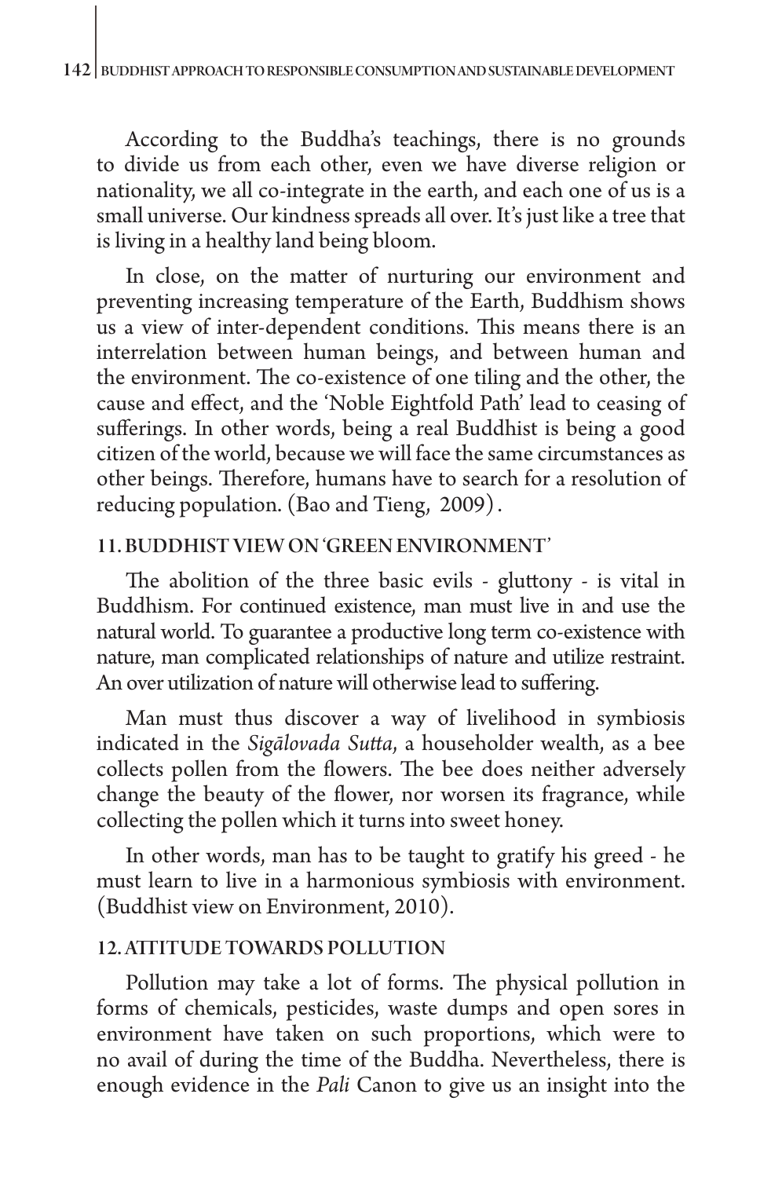According to the Buddha's teachings, there is no grounds to divide us from each other, even we have diverse religion or nationality, we all co-integrate in the earth, and each one of us is a small universe. Our kindness spreads all over. It's just like a tree that is living in a healthy land being bloom.

In close, on the matter of nurturing our environment and preventing increasing temperature of the Earth, Buddhism shows us a view of inter-dependent conditions. This means there is an interrelation between human beings, and between human and the environment. The co-existence of one tiling and the other, the cause and effect, and the 'Noble Eightfold Path' lead to ceasing of sufferings. In other words, being a real Buddhist is being a good citizen of the world, because we will face the same circumstances as other beings. Therefore, humans have to search for a resolution of reducing population. (Bao and Tieng, 2009).

## 11. BUDDHIST VIEW ON 'GREEN ENVIRONMENT'

The abolition of the three basic evils - gluttony - is vital in Buddhism. For continued existence, man must live in and use the natural world. To guarantee a productive long term co-existence with nature, man complicated relationships of nature and utilize restraint. An over utilization of nature will otherwise lead to suffering.

Man must thus discover a way of livelihood in symbiosis indicated in the *Sigālovada Sutta*, a householder wealth, as a bee collects pollen from the flowers. The bee does neither adversely change the beauty of the flower, nor worsen its fragrance, while collecting the pollen which it turns into sweet honey.

In other words, man has to be taught to gratify his greed - he must learn to live in a harmonious symbiosis with environment. (Buddhist view on Environment, 2010).

## 12. ATTITUDE TOWARDS POLLUTION

Pollution may take a lot of forms. The physical pollution in forms of chemicals, pesticides, waste dumps and open sores in environment have taken on such proportions, which were to no avail of during the time of the Buddha. Nevertheless, there is enough evidence in the *Pali* Canon to give us an insight into the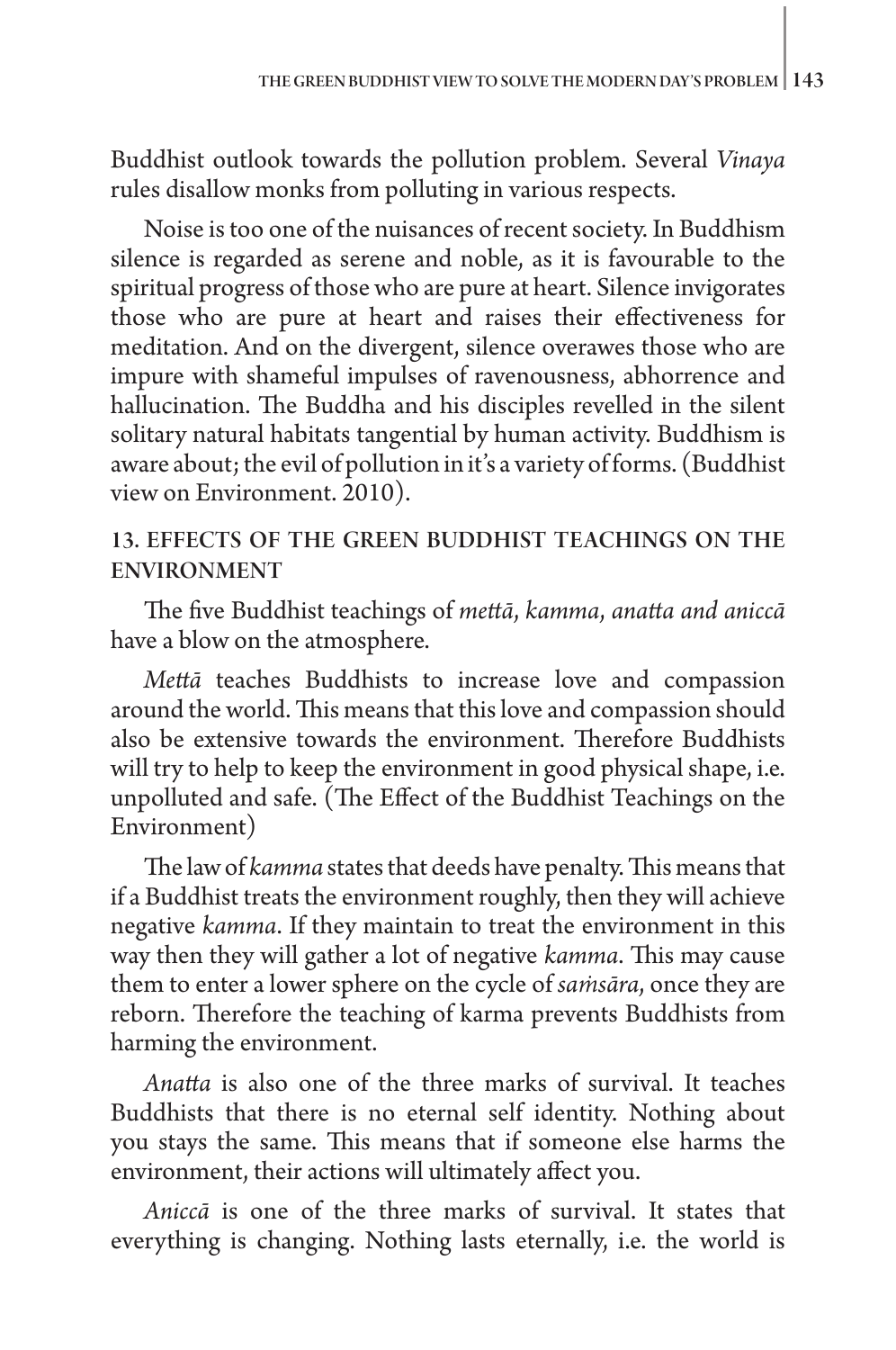Buddhist outlook towards the pollution problem. Several *Vinaya* rules disallow monks from polluting in various respects.

Noise is too one of the nuisances of recent society. In Buddhism silence is regarded as serene and noble, as it is favourable to the spiritual progress of those who are pure at heart. Silence invigorates those who are pure at heart and raises their effectiveness for meditation. And on the divergent, silence overawes those who are impure with shameful impulses of ravenousness, abhorrence and hallucination. The Buddha and his disciples revelled in the silent solitary natural habitats tangential by human activity. Buddhism is aware about; the evil of pollution in it's a variety of forms. (Buddhist view on Environment. 2010).

## 13. EFFECTS OF THE GREEN BUDDHIST TEACHINGS ON THE ENVIRONMENT

The five Buddhist teachings of *mettā, kamma, anatta and aniccā* have a blow on the atmosphere.

*Mettā* teaches Buddhists to increase love and compassion around the world. This means that this love and compassion should also be extensive towards the environment. Therefore Buddhists will try to help to keep the environment in good physical shape, i.e. unpolluted and safe. (The Effect of the Buddhist Teachings on the Environment)

The law of *kamma* states that deeds have penalty. This means that if a Buddhist treats the environment roughly, then they will achieve negative *kamma*. If they maintain to treat the environment in this way then they will gather a lot of negative *kamma*. This may cause them to enter a lower sphere on the cycle of *saṁsāra*, once they are reborn. Therefore the teaching of karma prevents Buddhists from harming the environment.

*Anatta* is also one of the three marks of survival. It teaches Buddhists that there is no eternal self identity. Nothing about you stays the same. This means that if someone else harms the environment, their actions will ultimately affect you.

*Aniccā* is one of the three marks of survival. It states that everything is changing. Nothing lasts eternally, i.e. the world is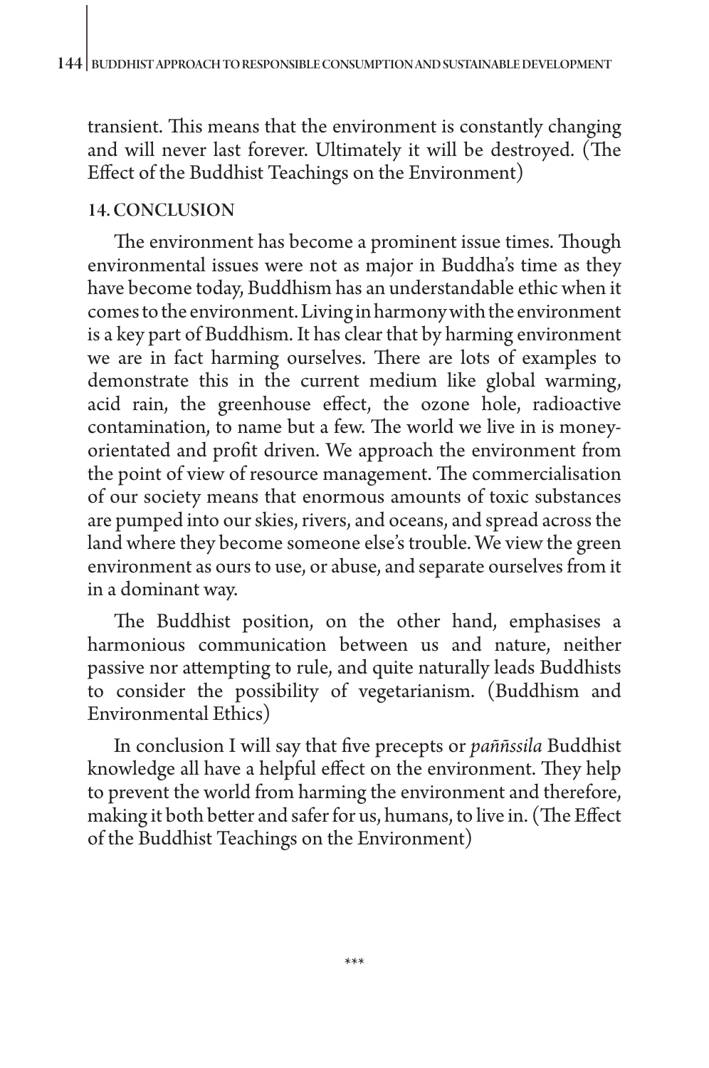transient. This means that the environment is constantly changing and will never last forever. Ultimately it will be destroyed. (The Effect of the Buddhist Teachings on the Environment)

## 14. CONCLUSION

The environment has become a prominent issue times. Though environmental issues were not as major in Buddha's time as they have become today, Buddhism has an understandable ethic when it comes to the environment. Living in harmony with the environment is a key part of Buddhism. It has clear that by harming environment we are in fact harming ourselves. There are lots of examples to demonstrate this in the current medium like global warming, acid rain, the greenhouse effect, the ozone hole, radioactive contamination, to name but a few. The world we live in is money-orientated and profit driven. We approach the environment from the point of view of resource management. The commercialisation of our society means that enormous amounts of toxic substances are pumped into our skies, rivers, and oceans, and spread across the land where they become someone else's trouble. We view the green environment as ours to use, or abuse, and separate ourselves from it in a dominant way.

The Buddhist position, on the other hand, emphasises a harmonious communication between us and nature, neither passive nor attempting to rule, and quite naturally leads Buddhists to consider the possibility of vegetarianism. (Buddhism and Environmental Ethics)

In conclusion I will say that five precepts or *paññssila* Buddhist knowledge all have a helpful effect on the environment. They help to prevent the world from harming the environment and therefore, making it both better and safer for us, humans, to live in. (The Effect of the Buddhist Teachings on the Environment)

***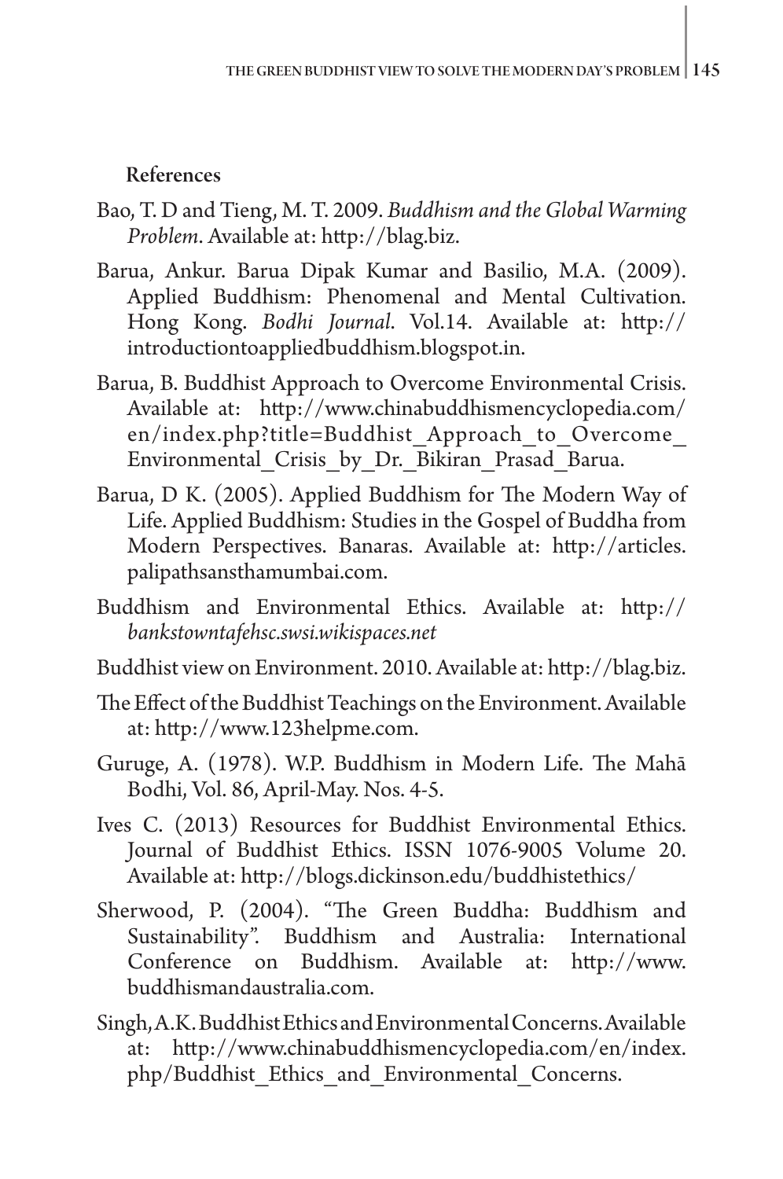## References

Bao, T. D and Tieng, M. T. 2009. *Buddhism and the Global Warming Problem*. Available at: http://blag.biz.

Barua, Ankur. Barua Dipak Kumar and Basilio, M.A. (2009). Applied Buddhism: Phenomenal and Mental Cultivation. Hong Kong. *Bodhi Journal*. Vol.14. Available at: http://introductiontoappliedbuddhism.blogspot.in.

Barua, B. Buddhist Approach to Overcome Environmental Crisis. Available at: http://www.chinabuddhismencyclopedia.com/en/index.php?title=Buddhist_Approach_to_Overcome_Environmental_Crisis_by_Dr._Bikiran_Prasad_Barua.

Barua, D K. (2005). Applied Buddhism for The Modern Way of Life. Applied Buddhism: Studies in the Gospel of Buddha from Modern Perspectives. Banaras. Available at: http://articles.palipathsansthamumbai.com.

Buddhism and Environmental Ethics. Available at: http://*bankstowntafehsc.swsi.wikispaces.net*

Buddhist view on Environment. 2010. Available at: http://blag.biz.

The Effect of the Buddhist Teachings on the Environment. Available at: http://www.123helpme.com.

Guruge, A. (1978). W.P. Buddhism in Modern Life. The Mahā Bodhi, Vol. 86, April-May. Nos. 4-5.

Ives C. (2013) Resources for Buddhist Environmental Ethics. Journal of Buddhist Ethics. ISSN 1076-9005 Volume 20. Available at: http://blogs.dickinson.edu/buddhistethics/

Sherwood, P. (2004). "The Green Buddha: Buddhism and Sustainability". Buddhism and Australia: International Conference on Buddhism. Available at: http://www.buddhismandaustralia.com.

Singh, A.K. Buddhist Ethics and Environmental Concerns. Available at: http://www.chinabuddhismencyclopedia.com/en/index.php/Buddhist_Ethics_and_Environmental_Concerns.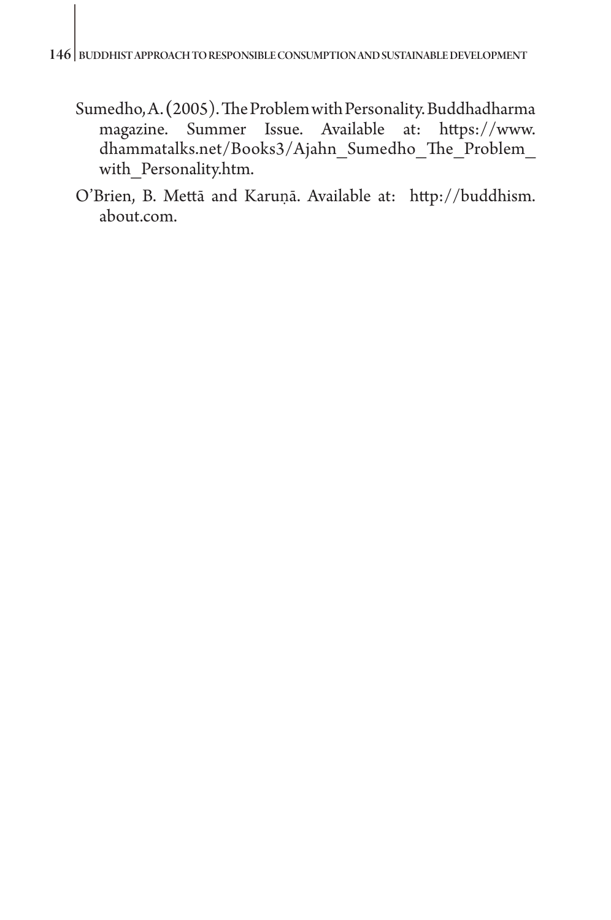Sumedho, A. (2005). The Problem with Personality. Buddhadharma magazine. Summer Issue. Available at: https://www.dhammatalks.net/Books3/Ajahn_Sumedho_The_Problem_with_Personality.htm.

O'Brien, B. Mettā and Karuṇā. Available at: http://buddhism.about.com.